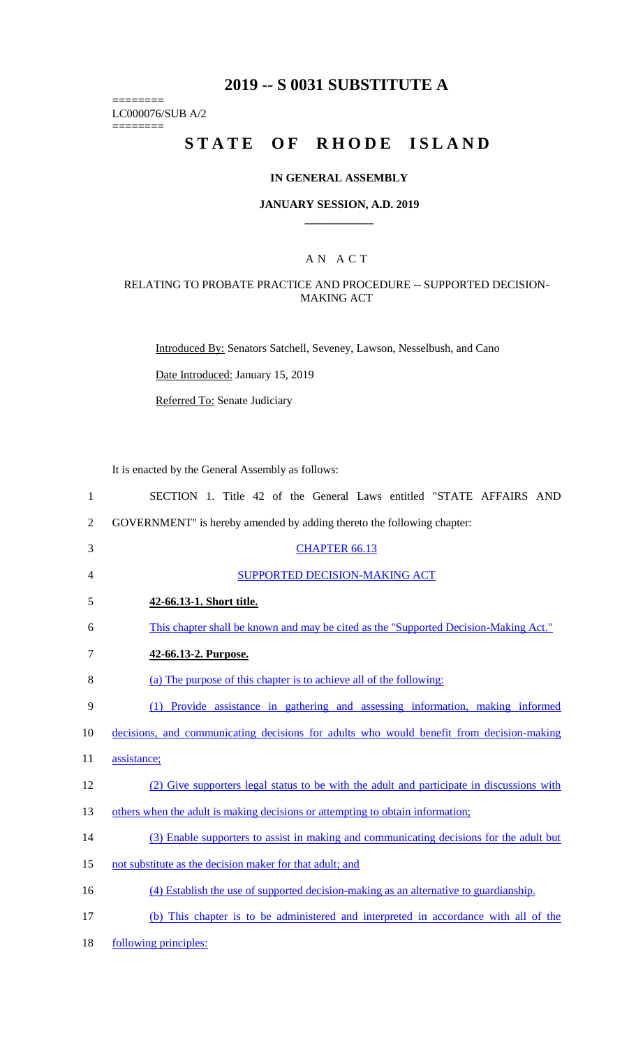# 2019 -- S 0031 SUBSTITUTE A

========
LC000076/SUB A/2
========

# STATE OF RHODE ISLAND

## IN GENERAL ASSEMBLY

## JANUARY SESSION, A.D. 2019

---

## A N A C T

### RELATING TO PROBATE PRACTICE AND PROCEDURE -- SUPPORTED DECISION-MAKING ACT

Introduced By: Senators Satchell, Seveney, Lawson, Nesselbush, and Cano

Date Introduced: January 15, 2019

Referred To: Senate Judiciary

It is enacted by the General Assembly as follows:

1 SECTION 1. Title 42 of the General Laws entitled "STATE AFFAIRS AND
2 GOVERNMENT" is hereby amended by adding thereto the following chapter:

3 CHAPTER 66.13

4 SUPPORTED DECISION-MAKING ACT

5 **42-66.13-1. Short title.**

6 This chapter shall be known and may be cited as the "Supported Decision-Making Act."

7 **42-66.13-2. Purpose.**

8 (a) The purpose of this chapter is to achieve all of the following:

9 (1) Provide assistance in gathering and assessing information, making informed
10 decisions, and communicating decisions for adults who would benefit from decision-making
11 assistance;

12 (2) Give supporters legal status to be with the adult and participate in discussions with
13 others when the adult is making decisions or attempting to obtain information;

14 (3) Enable supporters to assist in making and communicating decisions for the adult but
15 not substitute as the decision maker for that adult; and

16 (4) Establish the use of supported decision-making as an alternative to guardianship.

17 (b) This chapter is to be administered and interpreted in accordance with all of the
18 following principles: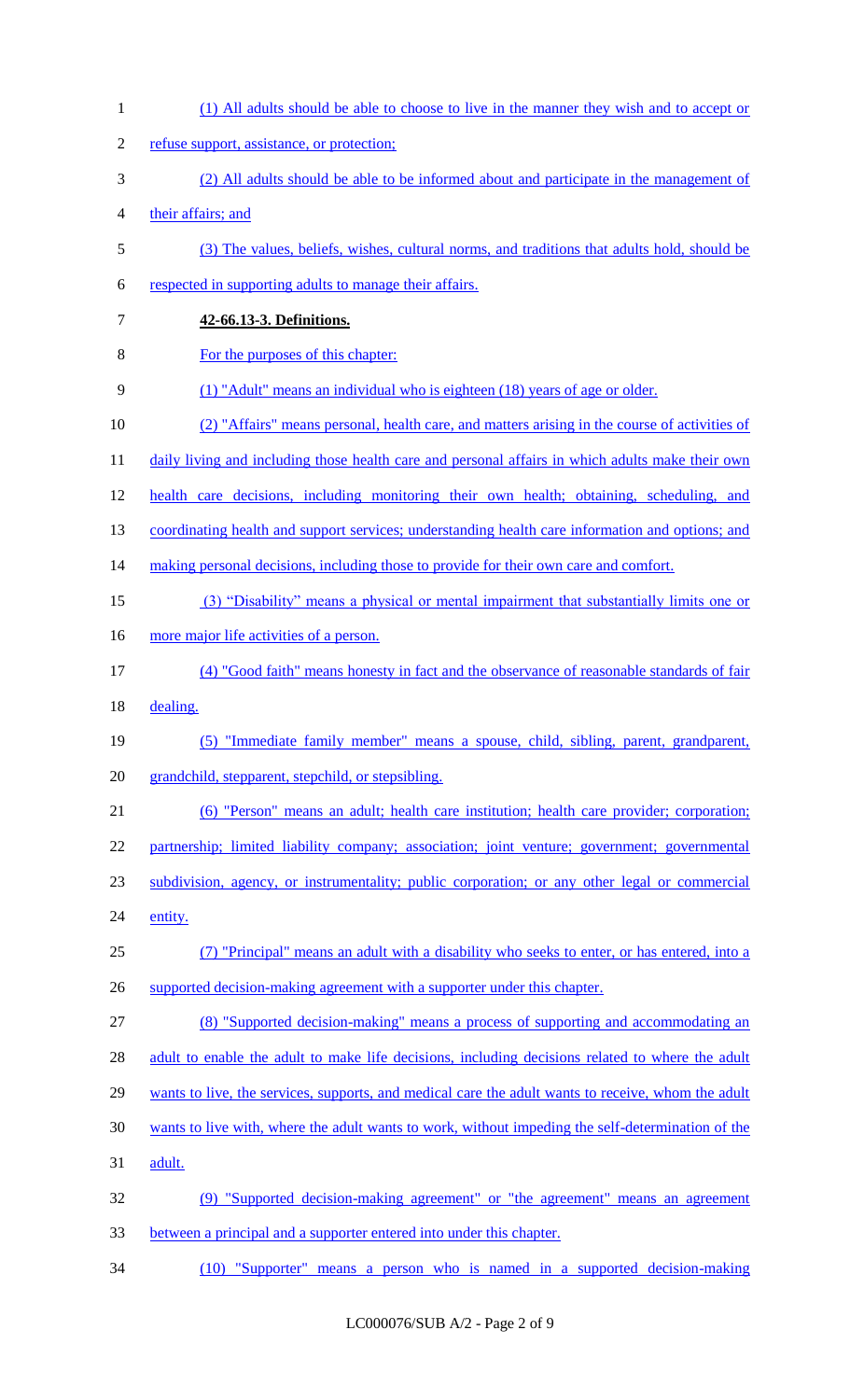(1) All adults should be able to choose to live in the manner they wish and to accept or refuse support, assistance, or protection;

(2) All adults should be able to be informed about and participate in the management of their affairs; and

(3) The values, beliefs, wishes, cultural norms, and traditions that adults hold, should be respected in supporting adults to manage their affairs.

**42-66.13-3. Definitions.**

For the purposes of this chapter:

(1) "Adult" means an individual who is eighteen (18) years of age or older.

(2) "Affairs" means personal, health care, and matters arising in the course of activities of daily living and including those health care and personal affairs in which adults make their own health care decisions, including monitoring their own health; obtaining, scheduling, and coordinating health and support services; understanding health care information and options; and making personal decisions, including those to provide for their own care and comfort.

(3) "Disability" means a physical or mental impairment that substantially limits one or more major life activities of a person.

(4) "Good faith" means honesty in fact and the observance of reasonable standards of fair dealing.

(5) "Immediate family member" means a spouse, child, sibling, parent, grandparent, grandchild, stepparent, stepchild, or stepsibling.

(6) "Person" means an adult; health care institution; health care provider; corporation; partnership; limited liability company; association; joint venture; government; governmental subdivision, agency, or instrumentality; public corporation; or any other legal or commercial entity.

(7) "Principal" means an adult with a disability who seeks to enter, or has entered, into a supported decision-making agreement with a supporter under this chapter.

(8) "Supported decision-making" means a process of supporting and accommodating an adult to enable the adult to make life decisions, including decisions related to where the adult wants to live, the services, supports, and medical care the adult wants to receive, whom the adult wants to live with, where the adult wants to work, without impeding the self-determination of the adult.

(9) "Supported decision-making agreement" or "the agreement" means an agreement between a principal and a supporter entered into under this chapter.

(10) "Supporter" means a person who is named in a supported decision-making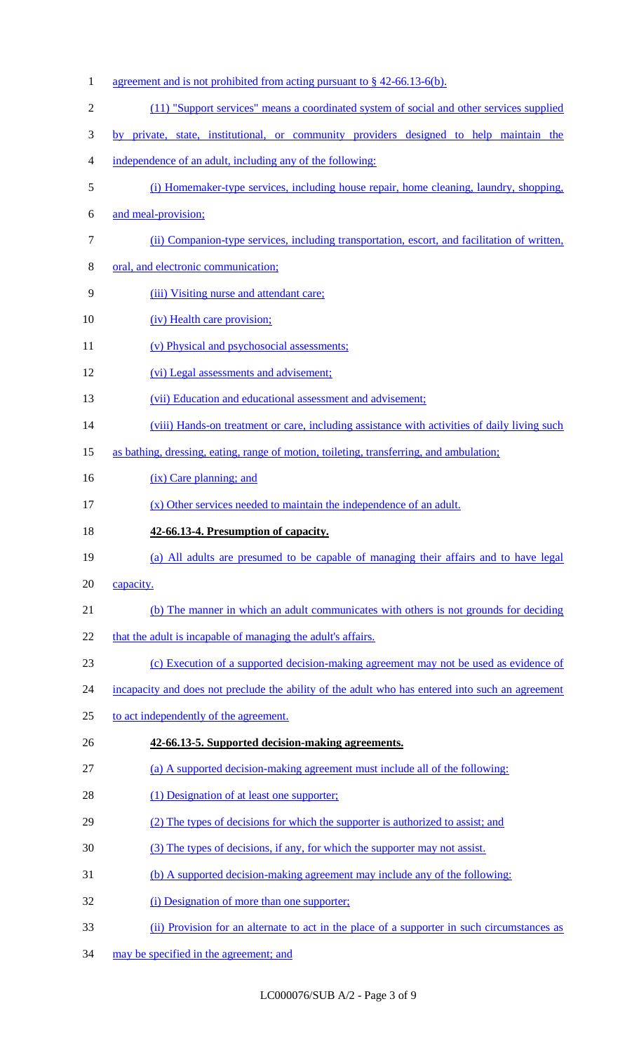agreement and is not prohibited from acting pursuant to § 42-66.13-6(b).

(11) "Support services" means a coordinated system of social and other services supplied by private, state, institutional, or community providers designed to help maintain the independence of an adult, including any of the following:

(i) Homemaker-type services, including house repair, home cleaning, laundry, shopping, and meal-provision;

(ii) Companion-type services, including transportation, escort, and facilitation of written, oral, and electronic communication;

(iii) Visiting nurse and attendant care;

(iv) Health care provision;

(v) Physical and psychosocial assessments;

(vi) Legal assessments and advisement;

(vii) Education and educational assessment and advisement;

(viii) Hands-on treatment or care, including assistance with activities of daily living such as bathing, dressing, eating, range of motion, toileting, transferring, and ambulation;

(ix) Care planning; and

(x) Other services needed to maintain the independence of an adult.

**42-66.13-4. Presumption of capacity.**

(a) All adults are presumed to be capable of managing their affairs and to have legal capacity.

(b) The manner in which an adult communicates with others is not grounds for deciding that the adult is incapable of managing the adult's affairs.

(c) Execution of a supported decision-making agreement may not be used as evidence of incapacity and does not preclude the ability of the adult who has entered into such an agreement to act independently of the agreement.

**42-66.13-5. Supported decision-making agreements.**

(a) A supported decision-making agreement must include all of the following:

(1) Designation of at least one supporter;

(2) The types of decisions for which the supporter is authorized to assist; and

(3) The types of decisions, if any, for which the supporter may not assist.

(b) A supported decision-making agreement may include any of the following:

(i) Designation of more than one supporter;

(ii) Provision for an alternate to act in the place of a supporter in such circumstances as may be specified in the agreement; and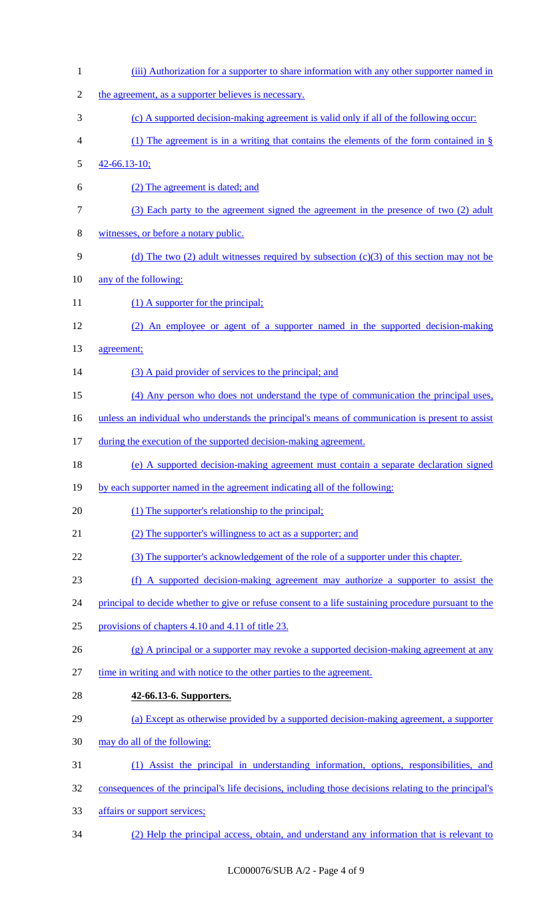(iii) Authorization for a supporter to share information with any other supporter named in the agreement, as a supporter believes is necessary.

(c) A supported decision-making agreement is valid only if all of the following occur:

(1) The agreement is in a writing that contains the elements of the form contained in § 42-66.13-10;

(2) The agreement is dated; and

(3) Each party to the agreement signed the agreement in the presence of two (2) adult witnesses, or before a notary public.

(d) The two (2) adult witnesses required by subsection (c)(3) of this section may not be any of the following:

(1) A supporter for the principal;

(2) An employee or agent of a supporter named in the supported decision-making agreement;

(3) A paid provider of services to the principal; and

(4) Any person who does not understand the type of communication the principal uses, unless an individual who understands the principal's means of communication is present to assist during the execution of the supported decision-making agreement.

(e) A supported decision-making agreement must contain a separate declaration signed by each supporter named in the agreement indicating all of the following:

(1) The supporter's relationship to the principal;

(2) The supporter's willingness to act as a supporter; and

(3) The supporter's acknowledgement of the role of a supporter under this chapter.

(f) A supported decision-making agreement may authorize a supporter to assist the principal to decide whether to give or refuse consent to a life sustaining procedure pursuant to the provisions of chapters 4.10 and 4.11 of title 23.

(g) A principal or a supporter may revoke a supported decision-making agreement at any time in writing and with notice to the other parties to the agreement.

**42-66.13-6. Supporters.**

(a) Except as otherwise provided by a supported decision-making agreement, a supporter may do all of the following:

(1) Assist the principal in understanding information, options, responsibilities, and consequences of the principal's life decisions, including those decisions relating to the principal's affairs or support services;

(2) Help the principal access, obtain, and understand any information that is relevant to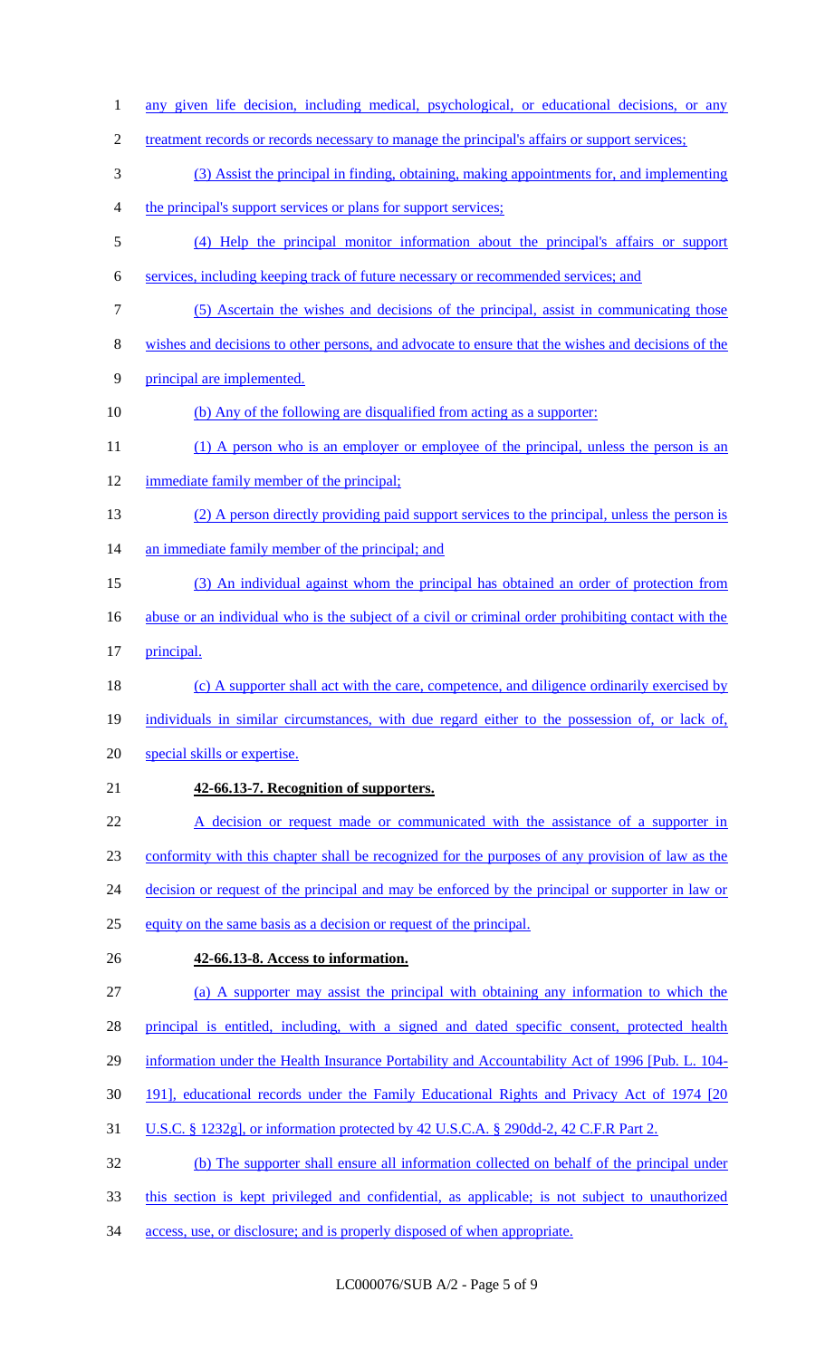any given life decision, including medical, psychological, or educational decisions, or any treatment records or records necessary to manage the principal's affairs or support services;

(3) Assist the principal in finding, obtaining, making appointments for, and implementing the principal's support services or plans for support services;

(4) Help the principal monitor information about the principal's affairs or support services, including keeping track of future necessary or recommended services; and

(5) Ascertain the wishes and decisions of the principal, assist in communicating those wishes and decisions to other persons, and advocate to ensure that the wishes and decisions of the principal are implemented.

(b) Any of the following are disqualified from acting as a supporter:

(1) A person who is an employer or employee of the principal, unless the person is an immediate family member of the principal;

(2) A person directly providing paid support services to the principal, unless the person is an immediate family member of the principal; and

(3) An individual against whom the principal has obtained an order of protection from abuse or an individual who is the subject of a civil or criminal order prohibiting contact with the principal.

(c) A supporter shall act with the care, competence, and diligence ordinarily exercised by individuals in similar circumstances, with due regard either to the possession of, or lack of, special skills or expertise.

**42-66.13-7. Recognition of supporters.**

A decision or request made or communicated with the assistance of a supporter in conformity with this chapter shall be recognized for the purposes of any provision of law as the decision or request of the principal and may be enforced by the principal or supporter in law or equity on the same basis as a decision or request of the principal.

**42-66.13-8. Access to information.**

(a) A supporter may assist the principal with obtaining any information to which the principal is entitled, including, with a signed and dated specific consent, protected health information under the Health Insurance Portability and Accountability Act of 1996 [Pub. L. 104-191], educational records under the Family Educational Rights and Privacy Act of 1974 [20 U.S.C. § 1232g], or information protected by 42 U.S.C.A. § 290dd-2, 42 C.F.R Part 2.

(b) The supporter shall ensure all information collected on behalf of the principal under this section is kept privileged and confidential, as applicable; is not subject to unauthorized access, use, or disclosure; and is properly disposed of when appropriate.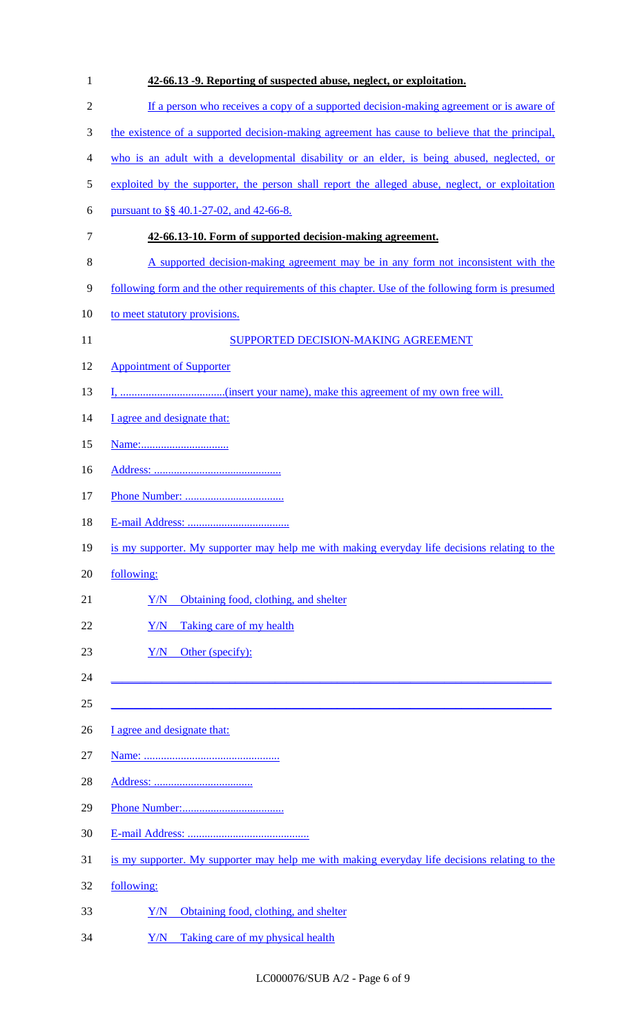**42-66.13 -9. Reporting of suspected abuse, neglect, or exploitation.**

If a person who receives a copy of a supported decision-making agreement or is aware of the existence of a supported decision-making agreement has cause to believe that the principal, who is an adult with a developmental disability or an elder, is being abused, neglected, or exploited by the supporter, the person shall report the alleged abuse, neglect, or exploitation pursuant to §§ 40.1-27-02, and 42-66-8.

**42-66.13-10. Form of supported decision-making agreement.**

A supported decision-making agreement may be in any form not inconsistent with the following form and the other requirements of this chapter. Use of the following form is presumed to meet statutory provisions.

SUPPORTED DECISION-MAKING AGREEMENT

Appointment of Supporter

I, ....................................(insert your name), make this agreement of my own free will.

I agree and designate that:

Name:...............................

Address: ............................................

Phone Number: ...................................

E-mail Address: ...................................

is my supporter. My supporter may help me with making everyday life decisions relating to the following:

Y/N Obtaining food, clothing, and shelter

Y/N Taking care of my health

Y/N Other (specify):

\_\_\_\_\_\_\_\_\_\_\_\_\_\_\_\_\_\_\_\_\_\_\_\_\_\_\_\_\_\_\_\_\_\_\_\_\_\_\_\_\_\_\_\_\_\_\_\_\_\_\_\_\_\_\_\_\_\_\_\_\_\_\_\_\_\_\_\_\_\_\_\_\_\_\_\_

\_\_\_\_\_\_\_\_\_\_\_\_\_\_\_\_\_\_\_\_\_\_\_\_\_\_\_\_\_\_\_\_\_\_\_\_\_\_\_\_\_\_\_\_\_\_\_\_\_\_\_\_\_\_\_\_\_\_\_\_\_\_\_\_\_\_\_\_\_\_\_\_\_\_\_\_

I agree and designate that:

Name: ...............................................

Address: ..................................

Phone Number:...................................

E-mail Address: ..........................................

is my supporter. My supporter may help me with making everyday life decisions relating to the following:

Y/N Obtaining food, clothing, and shelter

Y/N Taking care of my physical health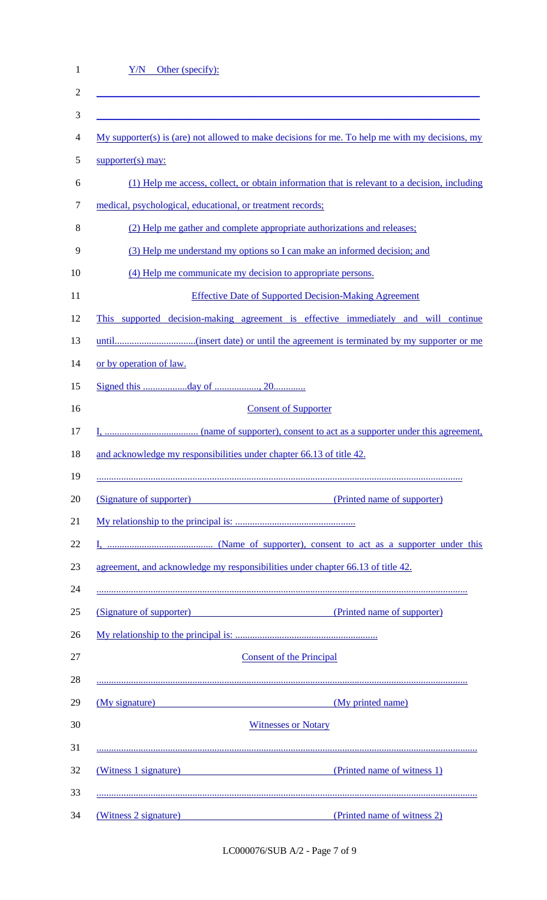Y/N Other (specify):

\_\_\_\_\_\_\_\_\_\_\_\_\_\_\_\_\_\_\_\_\_\_\_\_\_\_\_\_\_\_\_\_\_\_\_\_\_\_\_\_\_\_\_\_\_\_\_\_\_\_\_\_\_\_\_\_\_\_\_\_

\_\_\_\_\_\_\_\_\_\_\_\_\_\_\_\_\_\_\_\_\_\_\_\_\_\_\_\_\_\_\_\_\_\_\_\_\_\_\_\_\_\_\_\_\_\_\_\_\_\_\_\_\_\_\_\_\_\_\_\_

My supporter(s) is (are) not allowed to make decisions for me. To help me with my decisions, my supporter(s) may:

(1) Help me access, collect, or obtain information that is relevant to a decision, including medical, psychological, educational, or treatment records;

(2) Help me gather and complete appropriate authorizations and releases;

(3) Help me understand my options so I can make an informed decision; and

(4) Help me communicate my decision to appropriate persons.

Effective Date of Supported Decision-Making Agreement

This supported decision-making agreement is effective immediately and will continue until................................(insert date) or until the agreement is terminated by my supporter or me or by operation of law.

Signed this ..................day of .................., 20.............

Consent of Supporter

I, ...................................... (name of supporter), consent to act as a supporter under this agreement, and acknowledge my responsibilities under chapter 66.13 of title 42.

.................................................................................................................................................

(Signature of supporter) (Printed name of supporter)

My relationship to the principal is: .................................................

I, ........................................... (Name of supporter), consent to act as a supporter under this agreement, and acknowledge my responsibilities under chapter 66.13 of title 42.

.................................................................................................................................................

(Signature of supporter) (Printed name of supporter)

My relationship to the principal is: ..........................................................

Consent of the Principal

.................................................................................................................................................

(My signature) (My printed name)

Witnesses or Notary

.................................................................................................................................................

(Witness 1 signature) (Printed name of witness 1)

.................................................................................................................................................

(Witness 2 signature) (Printed name of witness 2)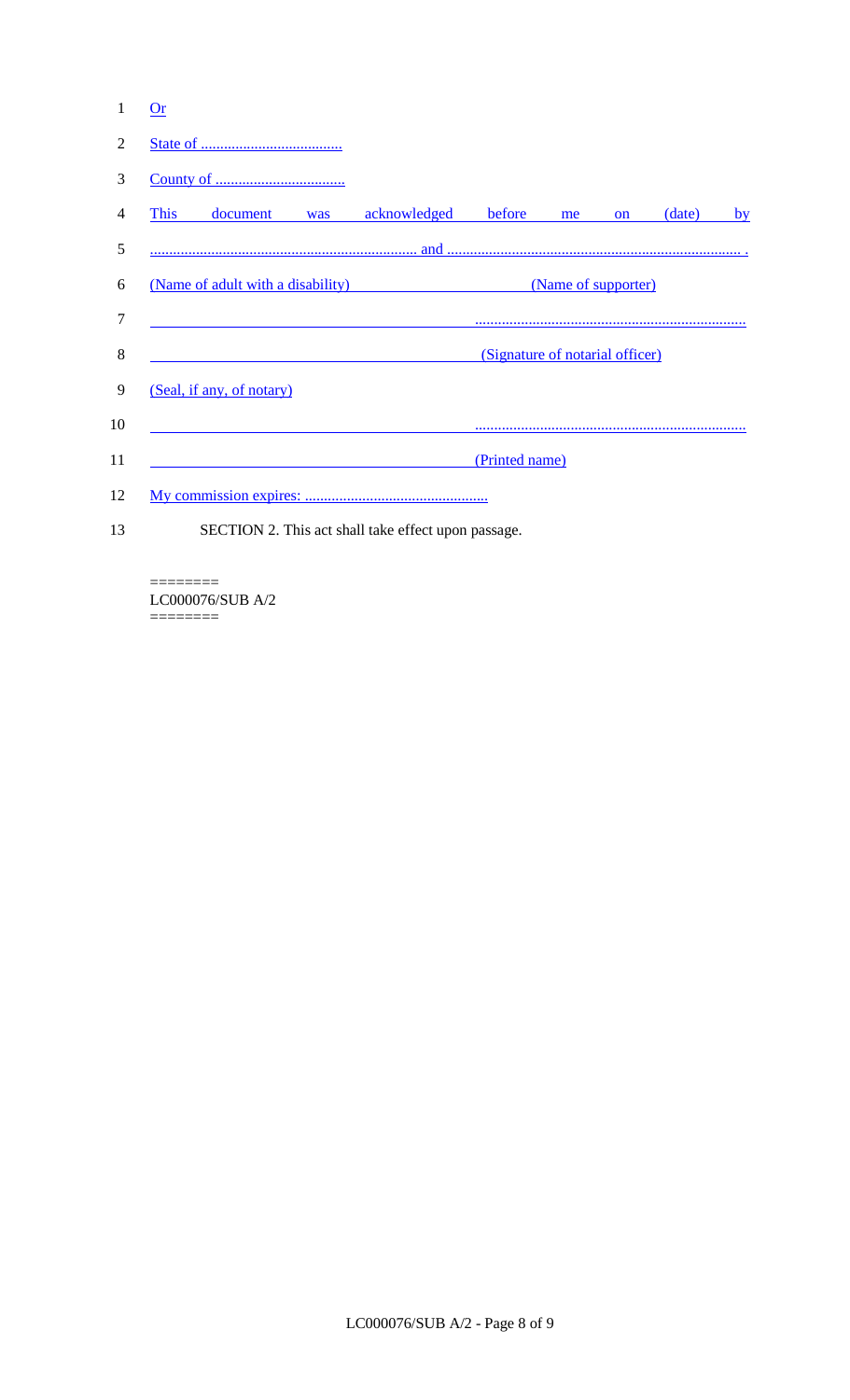Or

State of ....................................

County of ..................................

This document was acknowledged before me on (date) by

..................................................................... and ............................................................................ .

(Name of adult with a disability)                                    (Name of supporter)

......................................................................

(Signature of notarial officer)

(Seal, if any, of notary)

......................................................................

(Printed name)

My commission expires: ...............................................

SECTION 2. This act shall take effect upon passage.

========
LC000076/SUB A/2
========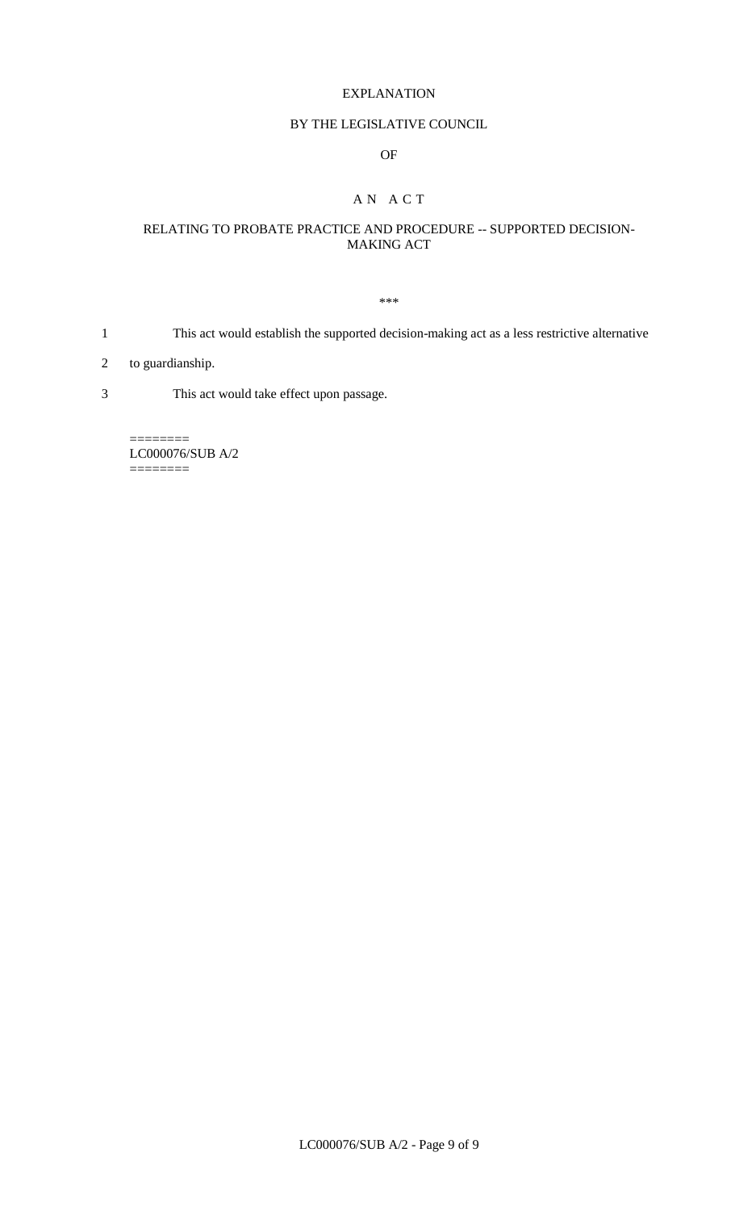EXPLANATION

BY THE LEGISLATIVE COUNCIL

OF

A N A C T

RELATING TO PROBATE PRACTICE AND PROCEDURE -- SUPPORTED DECISION-MAKING ACT

\*\*\*

1 This act would establish the supported decision-making act as a less restrictive alternative
2 to guardianship.
3 This act would take effect upon passage.

========
LC000076/SUB A/2
========